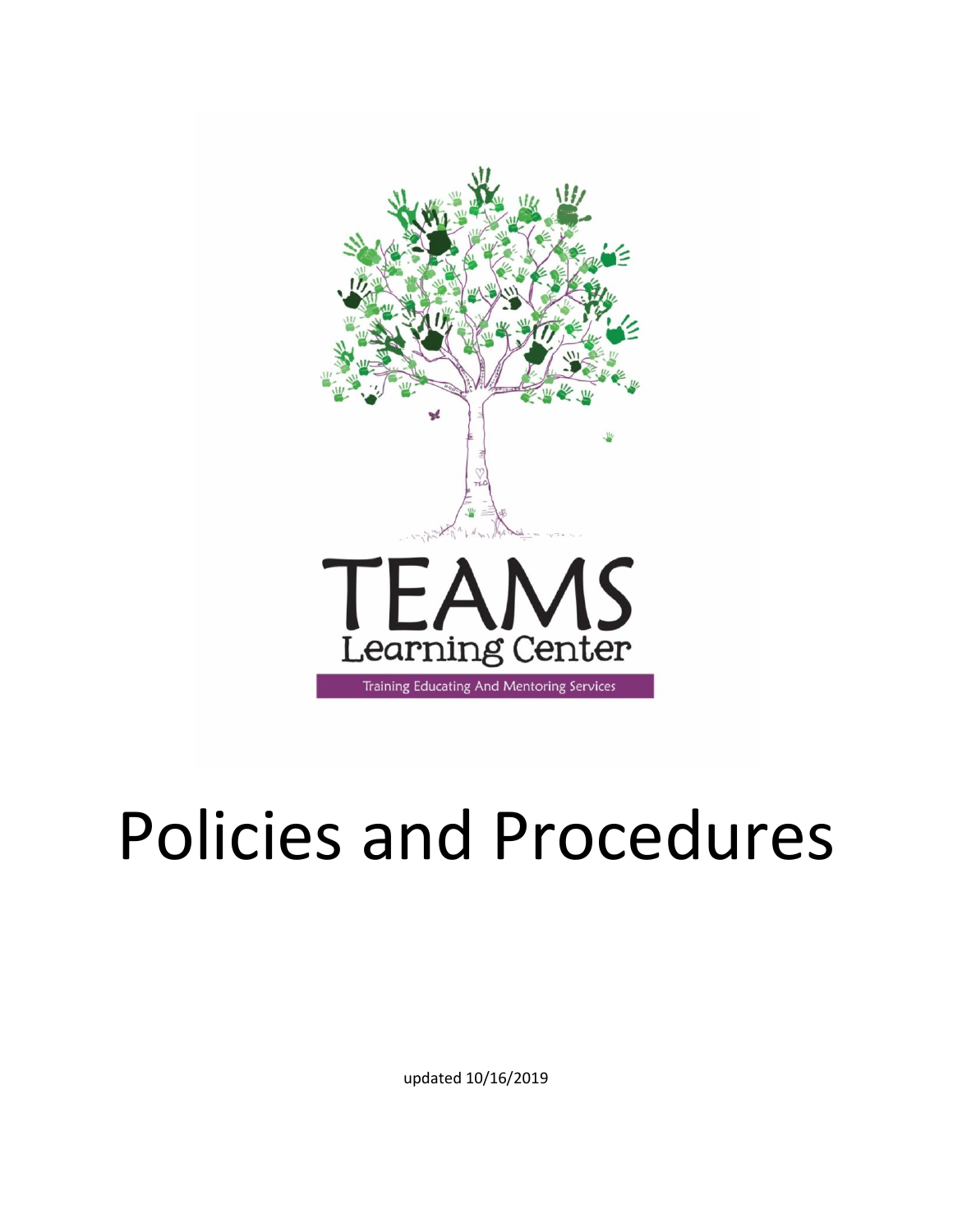# TEAMS Learning Center

Training Educating And Mentoring Services

# Policies and Procedures

updated 10/16/2019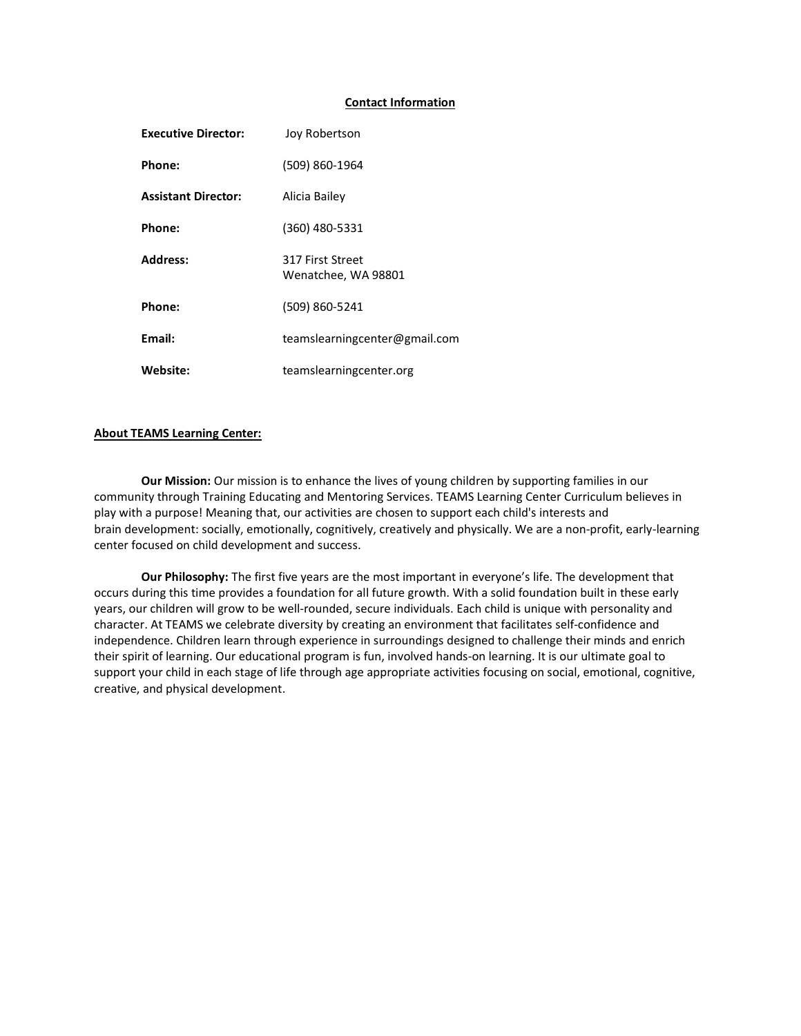## Contact Information

| | |
|---|---|
| **Executive Director:** | Joy Robertson |
| **Phone:** | (509) 860-1964 |
| **Assistant Director:** | Alicia Bailey |
| **Phone:** | (360) 480-5331 |
| **Address:** | 317 First Street<br>Wenatchee, WA 98801 |
| **Phone:** | (509) 860-5241 |
| **Email:** | teamslearningcenter@gmail.com |
| **Website:** | teamslearningcenter.org |

## About TEAMS Learning Center:

**Our Mission:** Our mission is to enhance the lives of young children by supporting families in our community through Training Educating and Mentoring Services. TEAMS Learning Center Curriculum believes in play with a purpose! Meaning that, our activities are chosen to support each child's interests and brain development: socially, emotionally, cognitively, creatively and physically. We are a non-profit, early-learning center focused on child development and success.

**Our Philosophy:** The first five years are the most important in everyone's life. The development that occurs during this time provides a foundation for all future growth. With a solid foundation built in these early years, our children will grow to be well-rounded, secure individuals. Each child is unique with personality and character. At TEAMS we celebrate diversity by creating an environment that facilitates self-confidence and independence. Children learn through experience in surroundings designed to challenge their minds and enrich their spirit of learning. Our educational program is fun, involved hands-on learning. It is our ultimate goal to support your child in each stage of life through age appropriate activities focusing on social, emotional, cognitive, creative, and physical development.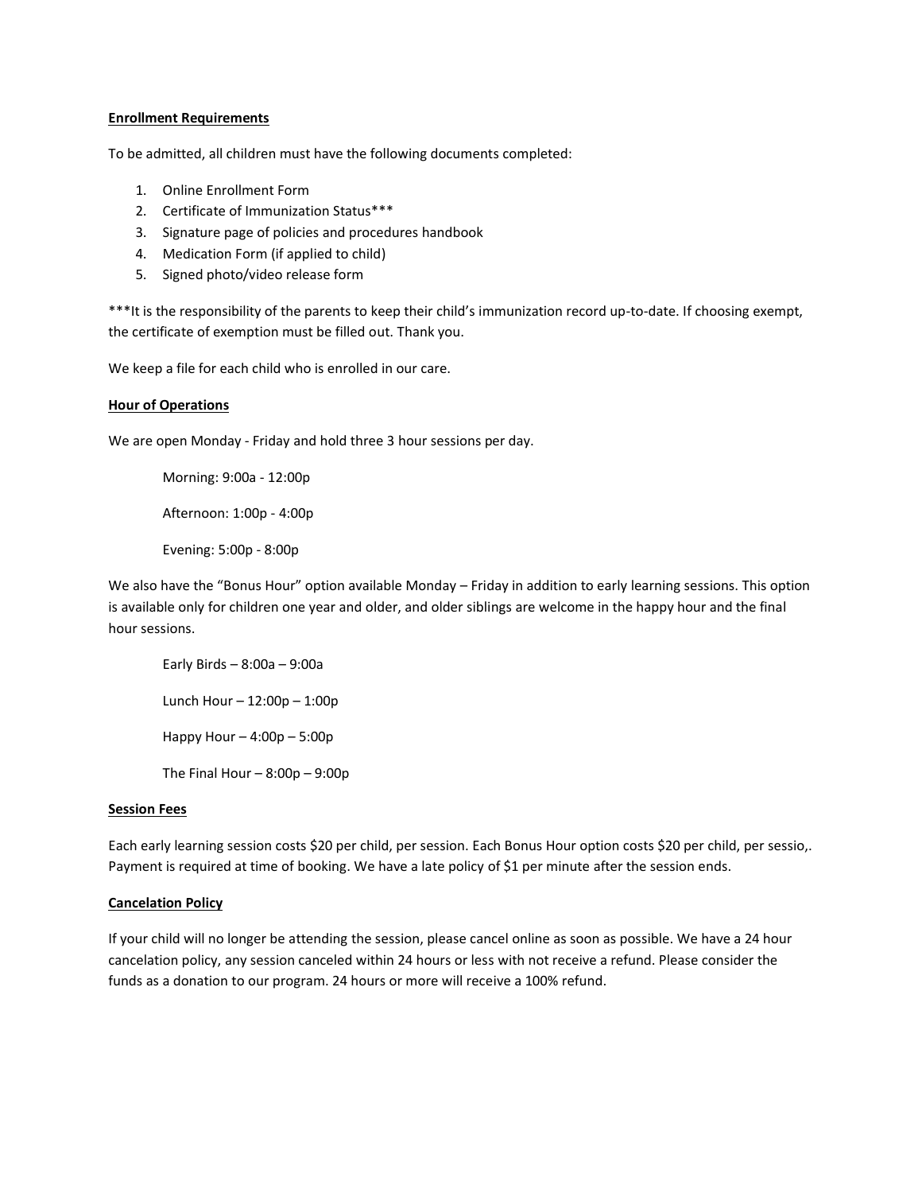**Enrollment Requirements**

To be admitted, all children must have the following documents completed:

1. Online Enrollment Form
2. Certificate of Immunization Status***
3. Signature page of policies and procedures handbook
4. Medication Form (if applied to child)
5. Signed photo/video release form

***It is the responsibility of the parents to keep their child's immunization record up-to-date. If choosing exempt, the certificate of exemption must be filled out. Thank you.

We keep a file for each child who is enrolled in our care.

**Hour of Operations**

We are open Monday - Friday and hold three 3 hour sessions per day.

Morning: 9:00a - 12:00p

Afternoon: 1:00p - 4:00p

Evening: 5:00p - 8:00p

We also have the "Bonus Hour" option available Monday – Friday in addition to early learning sessions. This option is available only for children one year and older, and older siblings are welcome in the happy hour and the final hour sessions.

Early Birds – 8:00a – 9:00a

Lunch Hour – 12:00p – 1:00p

Happy Hour – 4:00p – 5:00p

The Final Hour – 8:00p – 9:00p

**Session Fees**

Each early learning session costs $20 per child, per session. Each Bonus Hour option costs $20 per child, per sessio,. Payment is required at time of booking. We have a late policy of $1 per minute after the session ends.

**Cancelation Policy**

If your child will no longer be attending the session, please cancel online as soon as possible. We have a 24 hour cancelation policy, any session canceled within 24 hours or less with not receive a refund. Please consider the funds as a donation to our program. 24 hours or more will receive a 100% refund.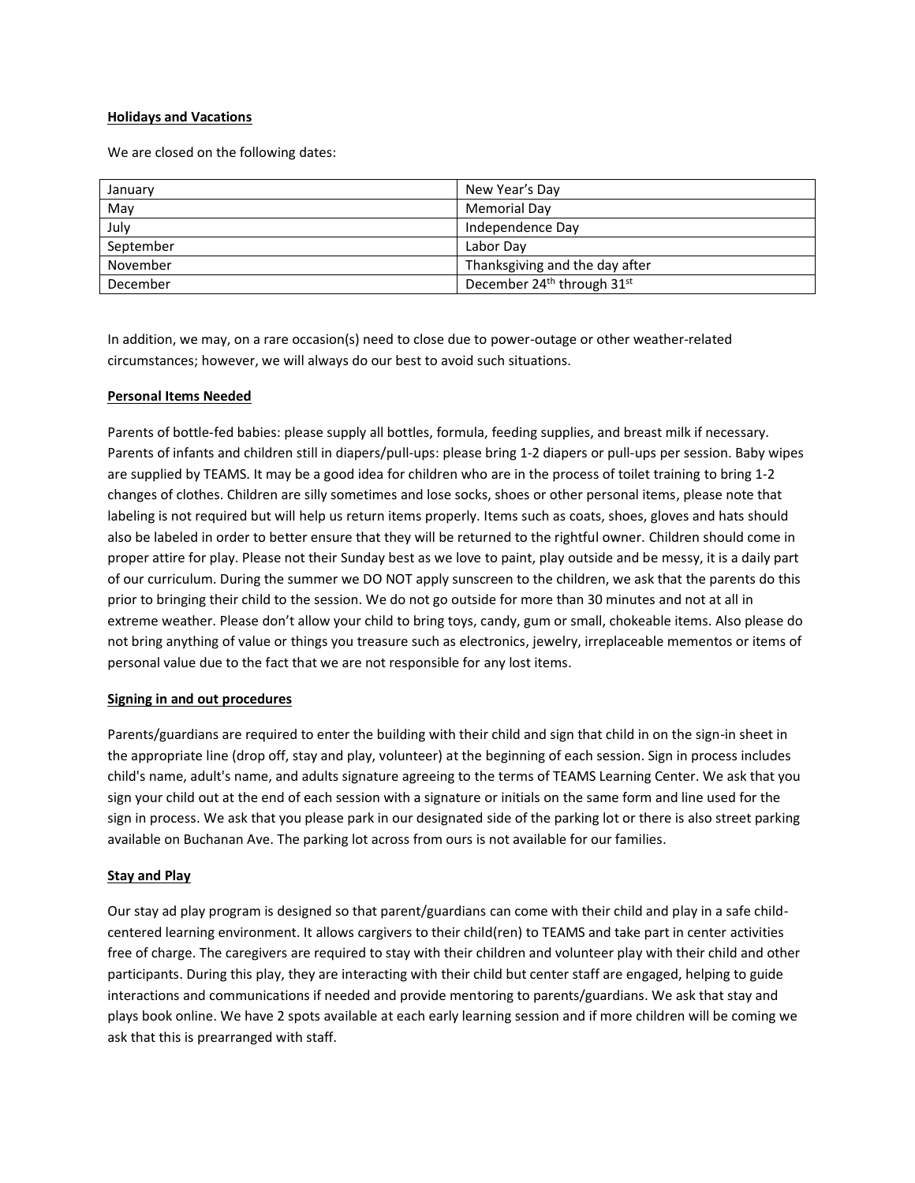**Holidays and Vacations**

We are closed on the following dates:

| January | New Year's Day |
|---|---|
| May | Memorial Day |
| July | Independence Day |
| September | Labor Day |
| November | Thanksgiving and the day after |
| December | December 24th through 31st |

In addition, we may, on a rare occasion(s) need to close due to power-outage or other weather-related circumstances; however, we will always do our best to avoid such situations.

**Personal Items Needed**

Parents of bottle-fed babies: please supply all bottles, formula, feeding supplies, and breast milk if necessary. Parents of infants and children still in diapers/pull-ups: please bring 1-2 diapers or pull-ups per session. Baby wipes are supplied by TEAMS. It may be a good idea for children who are in the process of toilet training to bring 1-2 changes of clothes. Children are silly sometimes and lose socks, shoes or other personal items, please note that labeling is not required but will help us return items properly. Items such as coats, shoes, gloves and hats should also be labeled in order to better ensure that they will be returned to the rightful owner. Children should come in proper attire for play. Please not their Sunday best as we love to paint, play outside and be messy, it is a daily part of our curriculum. During the summer we DO NOT apply sunscreen to the children, we ask that the parents do this prior to bringing their child to the session. We do not go outside for more than 30 minutes and not at all in extreme weather. Please don't allow your child to bring toys, candy, gum or small, chokeable items. Also please do not bring anything of value or things you treasure such as electronics, jewelry, irreplaceable mementos or items of personal value due to the fact that we are not responsible for any lost items.

**Signing in and out procedures**

Parents/guardians are required to enter the building with their child and sign that child in on the sign-in sheet in the appropriate line (drop off, stay and play, volunteer) at the beginning of each session. Sign in process includes child's name, adult's name, and adults signature agreeing to the terms of TEAMS Learning Center. We ask that you sign your child out at the end of each session with a signature or initials on the same form and line used for the sign in process. We ask that you please park in our designated side of the parking lot or there is also street parking available on Buchanan Ave. The parking lot across from ours is not available for our families.

**Stay and Play**

Our stay ad play program is designed so that parent/guardians can come with their child and play in a safe child-centered learning environment. It allows cargivers to their child(ren) to TEAMS and take part in center activities free of charge. The caregivers are required to stay with their children and volunteer play with their child and other participants. During this play, they are interacting with their child but center staff are engaged, helping to guide interactions and communications if needed and provide mentoring to parents/guardians. We ask that stay and plays book online. We have 2 spots available at each early learning session and if more children will be coming we ask that this is prearranged with staff.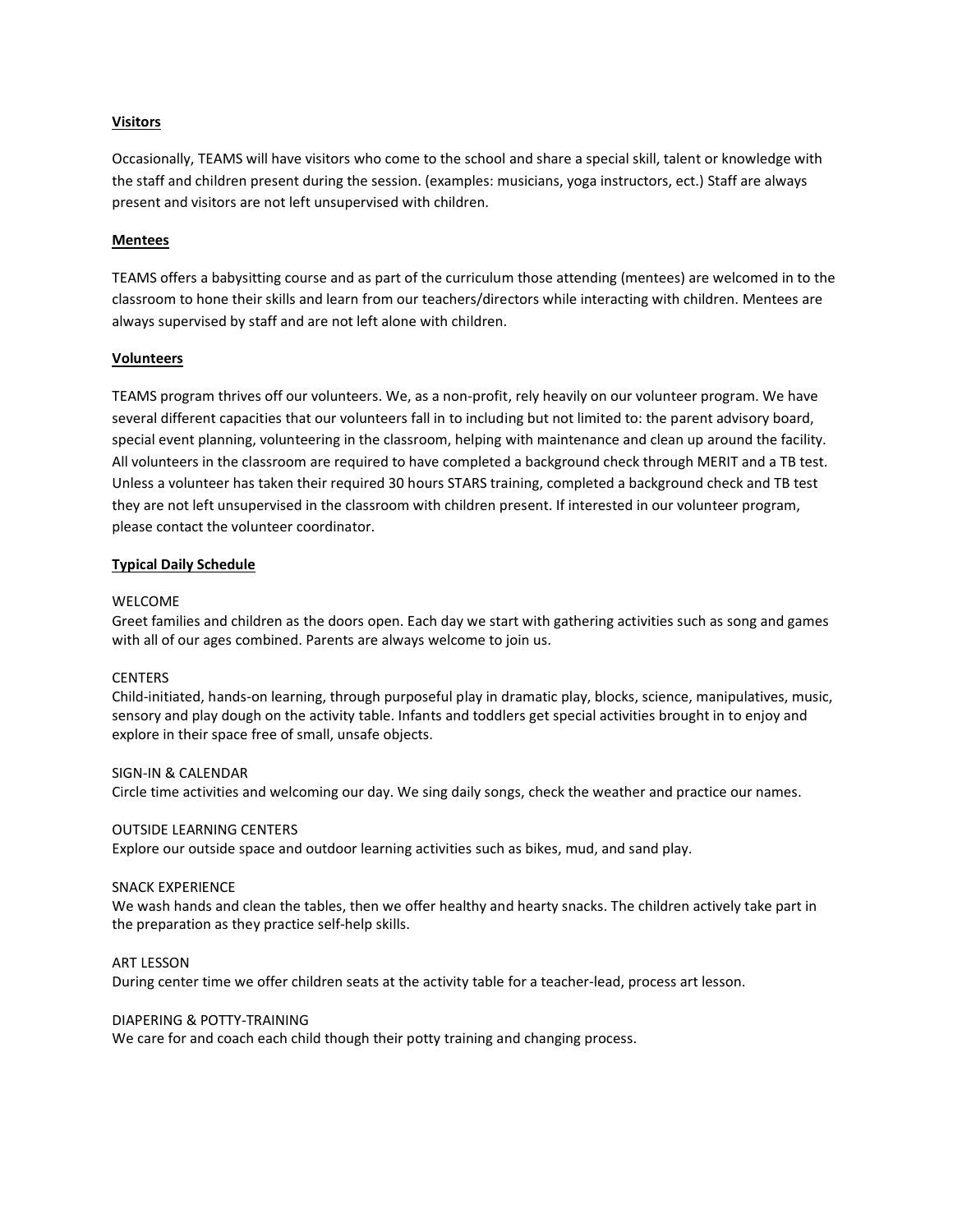**Visitors**

Occasionally, TEAMS will have visitors who come to the school and share a special skill, talent or knowledge with the staff and children present during the session. (examples: musicians, yoga instructors, ect.) Staff are always present and visitors are not left unsupervised with children.

**Mentees**

TEAMS offers a babysitting course and as part of the curriculum those attending (mentees) are welcomed in to the classroom to hone their skills and learn from our teachers/directors while interacting with children. Mentees are always supervised by staff and are not left alone with children.

**Volunteers**

TEAMS program thrives off our volunteers. We, as a non-profit, rely heavily on our volunteer program. We have several different capacities that our volunteers fall in to including but not limited to: the parent advisory board, special event planning, volunteering in the classroom, helping with maintenance and clean up around the facility. All volunteers in the classroom are required to have completed a background check through MERIT and a TB test. Unless a volunteer has taken their required 30 hours STARS training, completed a background check and TB test they are not left unsupervised in the classroom with children present. If interested in our volunteer program, please contact the volunteer coordinator.

**Typical Daily Schedule**

WELCOME
Greet families and children as the doors open. Each day we start with gathering activities such as song and games with all of our ages combined. Parents are always welcome to join us.

CENTERS
Child-initiated, hands-on learning, through purposeful play in dramatic play, blocks, science, manipulatives, music, sensory and play dough on the activity table. Infants and toddlers get special activities brought in to enjoy and explore in their space free of small, unsafe objects.

SIGN-IN & CALENDAR
Circle time activities and welcoming our day. We sing daily songs, check the weather and practice our names.

OUTSIDE LEARNING CENTERS
Explore our outside space and outdoor learning activities such as bikes, mud, and sand play.

SNACK EXPERIENCE
We wash hands and clean the tables, then we offer healthy and hearty snacks. The children actively take part in the preparation as they practice self-help skills.

ART LESSON
During center time we offer children seats at the activity table for a teacher-lead, process art lesson.

DIAPERING & POTTY-TRAINING
We care for and coach each child though their potty training and changing process.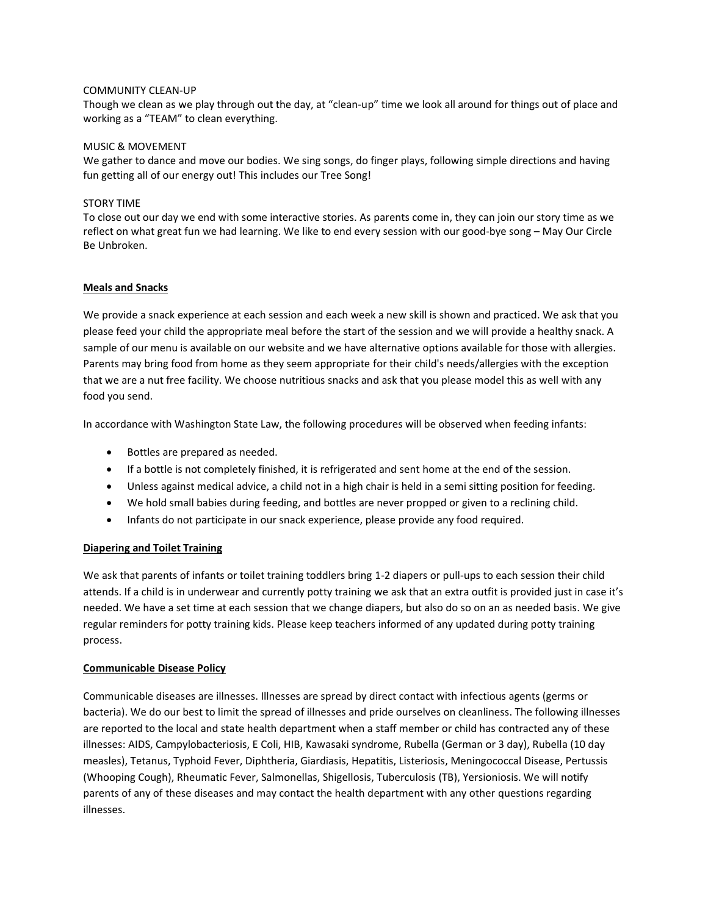COMMUNITY CLEAN-UP

Though we clean as we play through out the day, at "clean-up" time we look all around for things out of place and working as a "TEAM" to clean everything.

MUSIC & MOVEMENT

We gather to dance and move our bodies. We sing songs, do finger plays, following simple directions and having fun getting all of our energy out! This includes our Tree Song!

STORY TIME

To close out our day we end with some interactive stories. As parents come in, they can join our story time as we reflect on what great fun we had learning. We like to end every session with our good-bye song – May Our Circle Be Unbroken.

## Meals and Snacks

We provide a snack experience at each session and each week a new skill is shown and practiced. We ask that you please feed your child the appropriate meal before the start of the session and we will provide a healthy snack. A sample of our menu is available on our website and we have alternative options available for those with allergies. Parents may bring food from home as they seem appropriate for their child's needs/allergies with the exception that we are a nut free facility. We choose nutritious snacks and ask that you please model this as well with any food you send.

In accordance with Washington State Law, the following procedures will be observed when feeding infants:

- Bottles are prepared as needed.
- If a bottle is not completely finished, it is refrigerated and sent home at the end of the session.
- Unless against medical advice, a child not in a high chair is held in a semi sitting position for feeding.
- We hold small babies during feeding, and bottles are never propped or given to a reclining child.
- Infants do not participate in our snack experience, please provide any food required.

## Diapering and Toilet Training

We ask that parents of infants or toilet training toddlers bring 1-2 diapers or pull-ups to each session their child attends. If a child is in underwear and currently potty training we ask that an extra outfit is provided just in case it's needed. We have a set time at each session that we change diapers, but also do so on an as needed basis. We give regular reminders for potty training kids. Please keep teachers informed of any updated during potty training process.

## Communicable Disease Policy

Communicable diseases are illnesses. Illnesses are spread by direct contact with infectious agents (germs or bacteria). We do our best to limit the spread of illnesses and pride ourselves on cleanliness. The following illnesses are reported to the local and state health department when a staff member or child has contracted any of these illnesses: AIDS, Campylobacteriosis, E Coli, HIB, Kawasaki syndrome, Rubella (German or 3 day), Rubella (10 day measles), Tetanus, Typhoid Fever, Diphtheria, Giardiasis, Hepatitis, Listeriosis, Meningococcal Disease, Pertussis (Whooping Cough), Rheumatic Fever, Salmonellas, Shigellosis, Tuberculosis (TB), Yersioniosis. We will notify parents of any of these diseases and may contact the health department with any other questions regarding illnesses.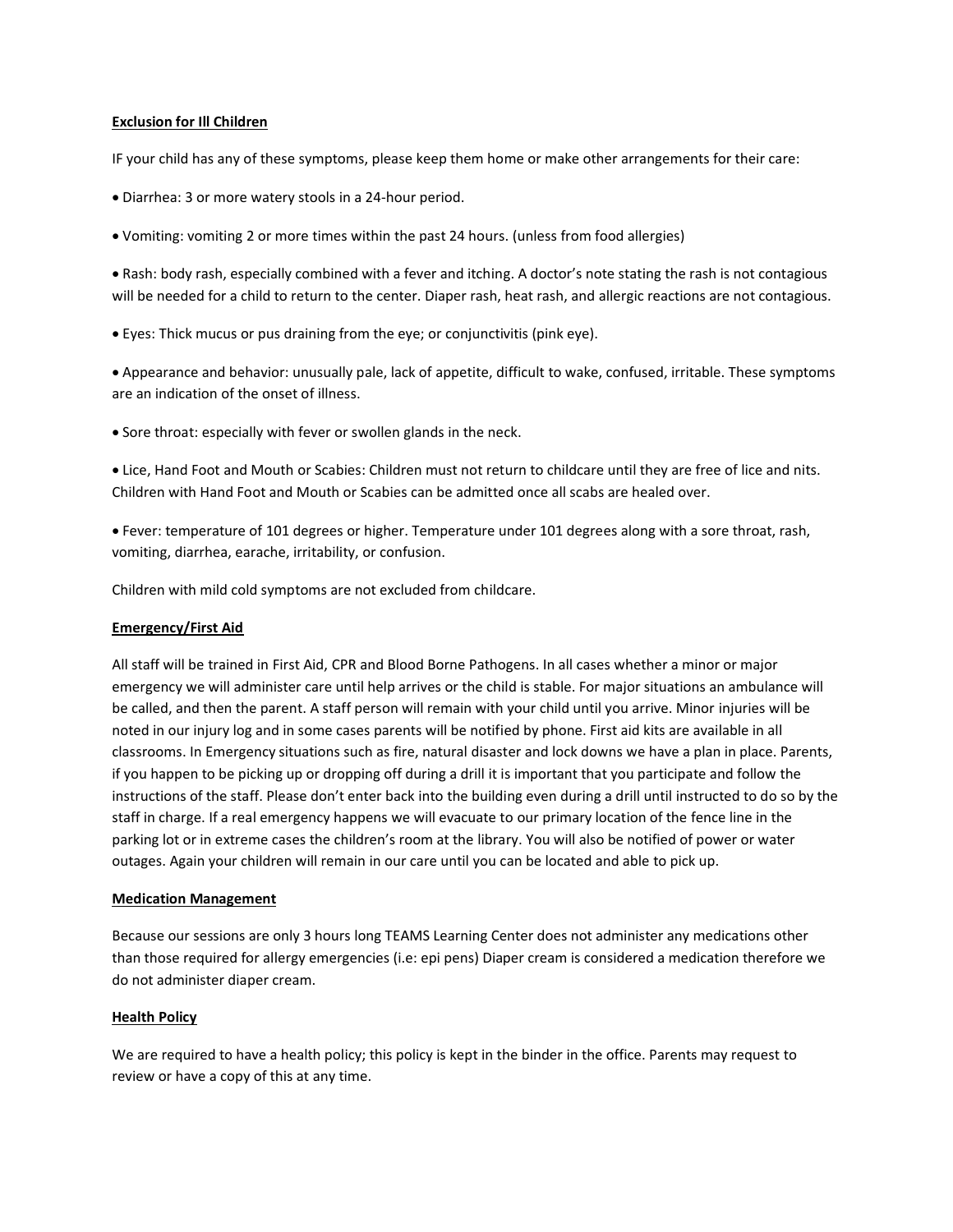**Exclusion for Ill Children**

IF your child has any of these symptoms, please keep them home or make other arrangements for their care:

- Diarrhea: 3 or more watery stools in a 24-hour period.
- Vomiting: vomiting 2 or more times within the past 24 hours. (unless from food allergies)
- Rash: body rash, especially combined with a fever and itching. A doctor's note stating the rash is not contagious will be needed for a child to return to the center. Diaper rash, heat rash, and allergic reactions are not contagious.
- Eyes: Thick mucus or pus draining from the eye; or conjunctivitis (pink eye).
- Appearance and behavior: unusually pale, lack of appetite, difficult to wake, confused, irritable. These symptoms are an indication of the onset of illness.
- Sore throat: especially with fever or swollen glands in the neck.
- Lice, Hand Foot and Mouth or Scabies: Children must not return to childcare until they are free of lice and nits. Children with Hand Foot and Mouth or Scabies can be admitted once all scabs are healed over.
- Fever: temperature of 101 degrees or higher. Temperature under 101 degrees along with a sore throat, rash, vomiting, diarrhea, earache, irritability, or confusion.

Children with mild cold symptoms are not excluded from childcare.

**Emergency/First Aid**

All staff will be trained in First Aid, CPR and Blood Borne Pathogens. In all cases whether a minor or major emergency we will administer care until help arrives or the child is stable. For major situations an ambulance will be called, and then the parent. A staff person will remain with your child until you arrive. Minor injuries will be noted in our injury log and in some cases parents will be notified by phone. First aid kits are available in all classrooms. In Emergency situations such as fire, natural disaster and lock downs we have a plan in place. Parents, if you happen to be picking up or dropping off during a drill it is important that you participate and follow the instructions of the staff. Please don't enter back into the building even during a drill until instructed to do so by the staff in charge. If a real emergency happens we will evacuate to our primary location of the fence line in the parking lot or in extreme cases the children's room at the library. You will also be notified of power or water outages. Again your children will remain in our care until you can be located and able to pick up.

**Medication Management**

Because our sessions are only 3 hours long TEAMS Learning Center does not administer any medications other than those required for allergy emergencies (i.e: epi pens) Diaper cream is considered a medication therefore we do not administer diaper cream.

**Health Policy**

We are required to have a health policy; this policy is kept in the binder in the office. Parents may request to review or have a copy of this at any time.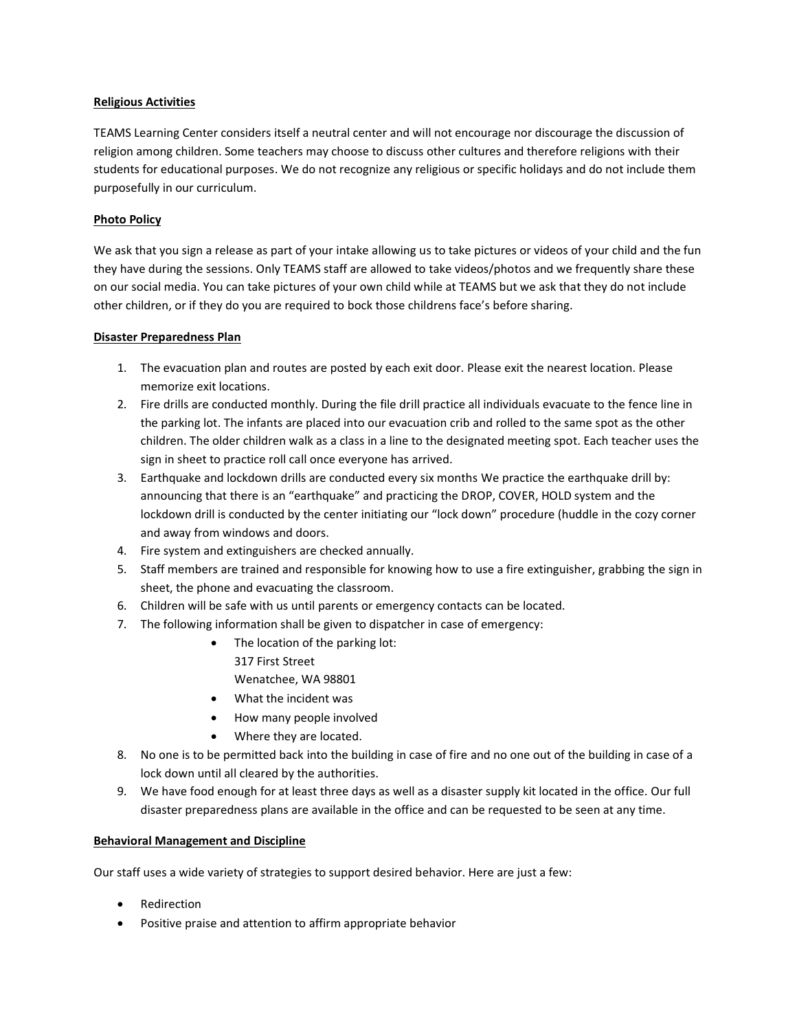**Religious Activities**

TEAMS Learning Center considers itself a neutral center and will not encourage nor discourage the discussion of religion among children. Some teachers may choose to discuss other cultures and therefore religions with their students for educational purposes. We do not recognize any religious or specific holidays and do not include them purposefully in our curriculum.

**Photo Policy**

We ask that you sign a release as part of your intake allowing us to take pictures or videos of your child and the fun they have during the sessions. Only TEAMS staff are allowed to take videos/photos and we frequently share these on our social media. You can take pictures of your own child while at TEAMS but we ask that they do not include other children, or if they do you are required to bock those childrens face's before sharing.

**Disaster Preparedness Plan**

1. The evacuation plan and routes are posted by each exit door. Please exit the nearest location. Please memorize exit locations.
2. Fire drills are conducted monthly. During the file drill practice all individuals evacuate to the fence line in the parking lot. The infants are placed into our evacuation crib and rolled to the same spot as the other children. The older children walk as a class in a line to the designated meeting spot. Each teacher uses the sign in sheet to practice roll call once everyone has arrived.
3. Earthquake and lockdown drills are conducted every six months We practice the earthquake drill by: announcing that there is an "earthquake" and practicing the DROP, COVER, HOLD system and the lockdown drill is conducted by the center initiating our "lock down" procedure (huddle in the cozy corner and away from windows and doors.
4. Fire system and extinguishers are checked annually.
5. Staff members are trained and responsible for knowing how to use a fire extinguisher, grabbing the sign in sheet, the phone and evacuating the classroom.
6. Children will be safe with us until parents or emergency contacts can be located.
7. The following information shall be given to dispatcher in case of emergency:
    - The location of the parking lot:
      317 First Street
      Wenatchee, WA 98801
    - What the incident was
    - How many people involved
    - Where they are located.
8. No one is to be permitted back into the building in case of fire and no one out of the building in case of a lock down until all cleared by the authorities.
9. We have food enough for at least three days as well as a disaster supply kit located in the office. Our full disaster preparedness plans are available in the office and can be requested to be seen at any time.

**Behavioral Management and Discipline**

Our staff uses a wide variety of strategies to support desired behavior. Here are just a few:

- Redirection
- Positive praise and attention to affirm appropriate behavior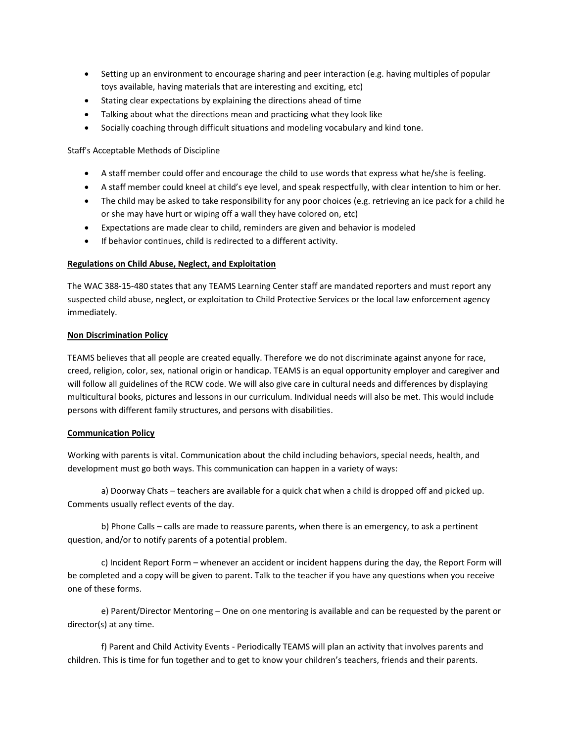- Setting up an environment to encourage sharing and peer interaction (e.g. having multiples of popular toys available, having materials that are interesting and exciting, etc)
- Stating clear expectations by explaining the directions ahead of time
- Talking about what the directions mean and practicing what they look like
- Socially coaching through difficult situations and modeling vocabulary and kind tone.

Staff's Acceptable Methods of Discipline

- A staff member could offer and encourage the child to use words that express what he/she is feeling.
- A staff member could kneel at child's eye level, and speak respectfully, with clear intention to him or her.
- The child may be asked to take responsibility for any poor choices (e.g. retrieving an ice pack for a child he or she may have hurt or wiping off a wall they have colored on, etc)
- Expectations are made clear to child, reminders are given and behavior is modeled
- If behavior continues, child is redirected to a different activity.

**<u>Regulations on Child Abuse, Neglect, and Exploitation</u>**

The WAC 388-15-480 states that any TEAMS Learning Center staff are mandated reporters and must report any suspected child abuse, neglect, or exploitation to Child Protective Services or the local law enforcement agency immediately.

**<u>Non Discrimination Policy</u>**

TEAMS believes that all people are created equally. Therefore we do not discriminate against anyone for race, creed, religion, color, sex, national origin or handicap. TEAMS is an equal opportunity employer and caregiver and will follow all guidelines of the RCW code. We will also give care in cultural needs and differences by displaying multicultural books, pictures and lessons in our curriculum. Individual needs will also be met. This would include persons with different family structures, and persons with disabilities.

**<u>Communication Policy</u>**

Working with parents is vital. Communication about the child including behaviors, special needs, health, and development must go both ways. This communication can happen in a variety of ways:

a) Doorway Chats – teachers are available for a quick chat when a child is dropped off and picked up. Comments usually reflect events of the day.

b) Phone Calls – calls are made to reassure parents, when there is an emergency, to ask a pertinent question, and/or to notify parents of a potential problem.

c) Incident Report Form – whenever an accident or incident happens during the day, the Report Form will be completed and a copy will be given to parent. Talk to the teacher if you have any questions when you receive one of these forms.

e) Parent/Director Mentoring – One on one mentoring is available and can be requested by the parent or director(s) at any time.

f) Parent and Child Activity Events - Periodically TEAMS will plan an activity that involves parents and children. This is time for fun together and to get to know your children's teachers, friends and their parents.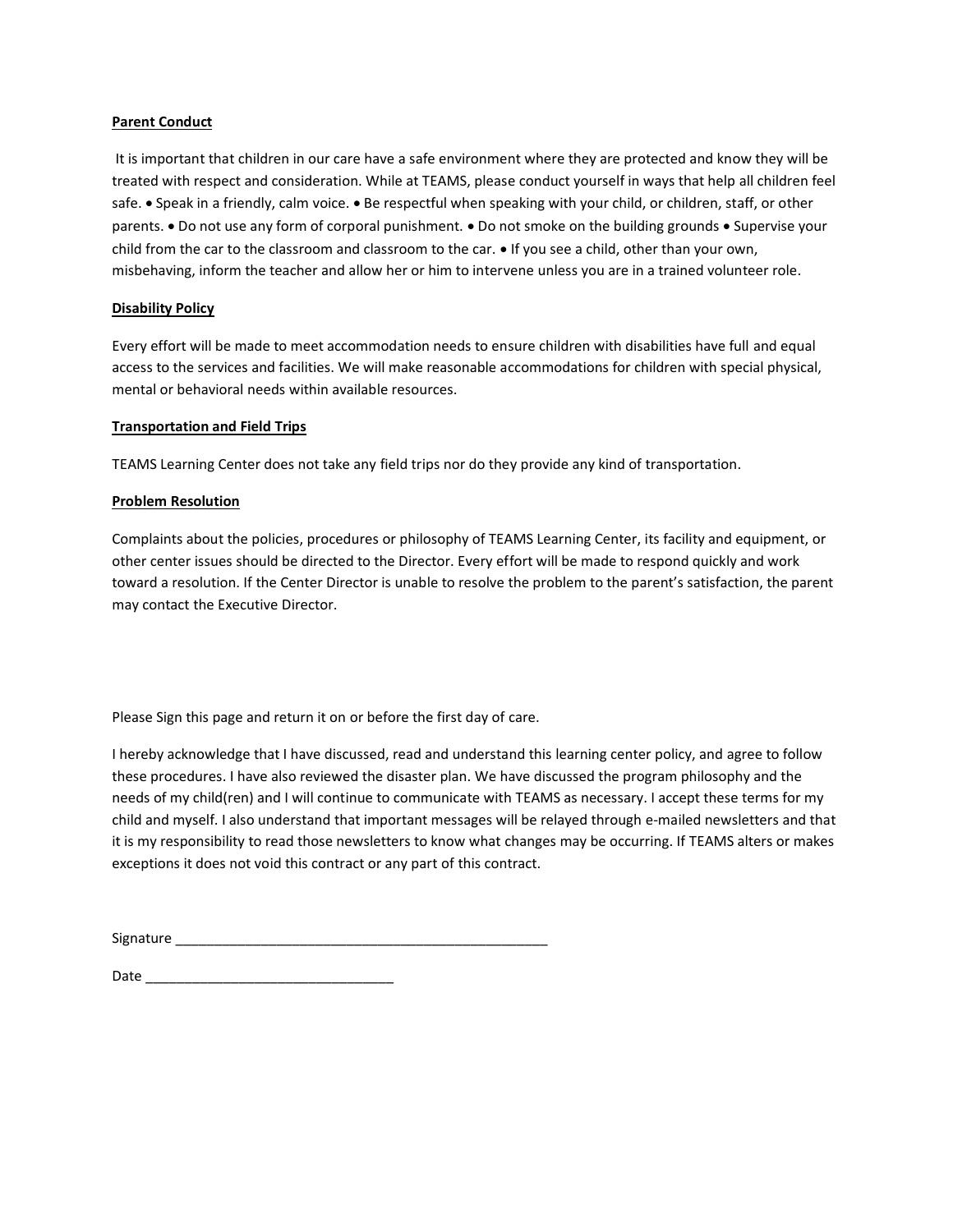**Parent Conduct**

It is important that children in our care have a safe environment where they are protected and know they will be treated with respect and consideration. While at TEAMS, please conduct yourself in ways that help all children feel safe. • Speak in a friendly, calm voice. • Be respectful when speaking with your child, or children, staff, or other parents. • Do not use any form of corporal punishment. • Do not smoke on the building grounds • Supervise your child from the car to the classroom and classroom to the car. • If you see a child, other than your own, misbehaving, inform the teacher and allow her or him to intervene unless you are in a trained volunteer role.

**Disability Policy**

Every effort will be made to meet accommodation needs to ensure children with disabilities have full and equal access to the services and facilities. We will make reasonable accommodations for children with special physical, mental or behavioral needs within available resources.

**Transportation and Field Trips**

TEAMS Learning Center does not take any field trips nor do they provide any kind of transportation.

**Problem Resolution**

Complaints about the policies, procedures or philosophy of TEAMS Learning Center, its facility and equipment, or other center issues should be directed to the Director. Every effort will be made to respond quickly and work toward a resolution. If the Center Director is unable to resolve the problem to the parent's satisfaction, the parent may contact the Executive Director.

Please Sign this page and return it on or before the first day of care.

I hereby acknowledge that I have discussed, read and understand this learning center policy, and agree to follow these procedures. I have also reviewed the disaster plan. We have discussed the program philosophy and the needs of my child(ren) and I will continue to communicate with TEAMS as necessary. I accept these terms for my child and myself. I also understand that important messages will be relayed through e-mailed newsletters and that it is my responsibility to read those newsletters to know what changes may be occurring. If TEAMS alters or makes exceptions it does not void this contract or any part of this contract.

Signature ________________________________________________

Date ______________________________